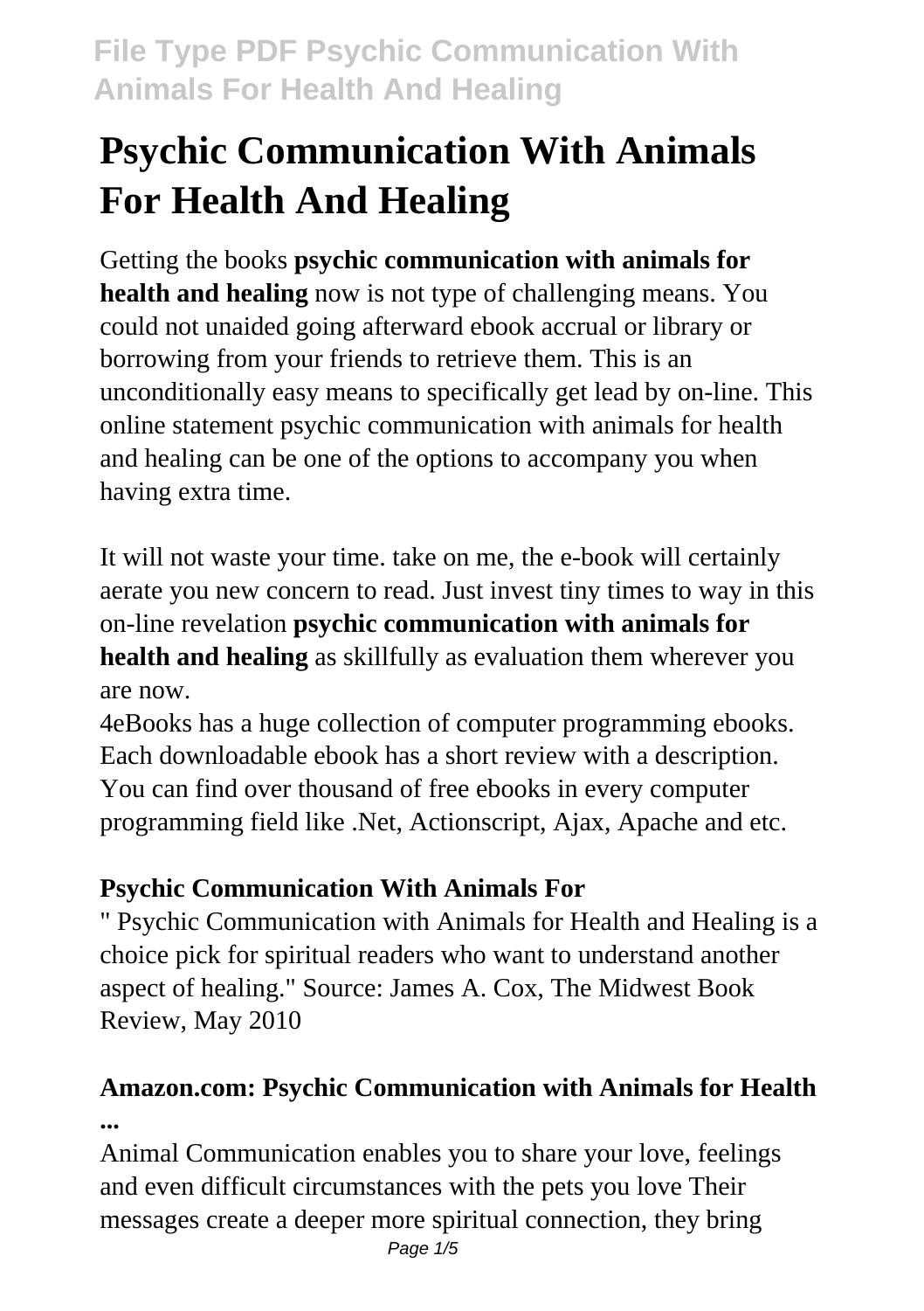# Psychic Communication With Animals For Health And Healing

Getting the books **psychic communication with animals for health and healing** now is not type of challenging means. You could not unaided going afterward ebook accrual or library or borrowing from your friends to retrieve them. This is an unconditionally easy means to specifically get lead by on-line. This online statement psychic communication with animals for health and healing can be one of the options to accompany you when having extra time.

It will not waste your time. take on me, the e-book will certainly aerate you new concern to read. Just invest tiny times to way in this on-line revelation **psychic communication with animals for health and healing** as skillfully as evaluation them wherever you are now.

4eBooks has a huge collection of computer programming ebooks. Each downloadable ebook has a short review with a description. You can find over thousand of free ebooks in every computer programming field like .Net, Actionscript, Ajax, Apache and etc.

### Psychic Communication With Animals For

" Psychic Communication with Animals for Health and Healing is a choice pick for spiritual readers who want to understand another aspect of healing." Source: James A. Cox, The Midwest Book Review, May 2010

### Amazon.com: Psychic Communication with Animals for Health ...

Animal Communication enables you to share your love, feelings and even difficult circumstances with the pets you love Their messages create a deeper more spiritual connection, they bring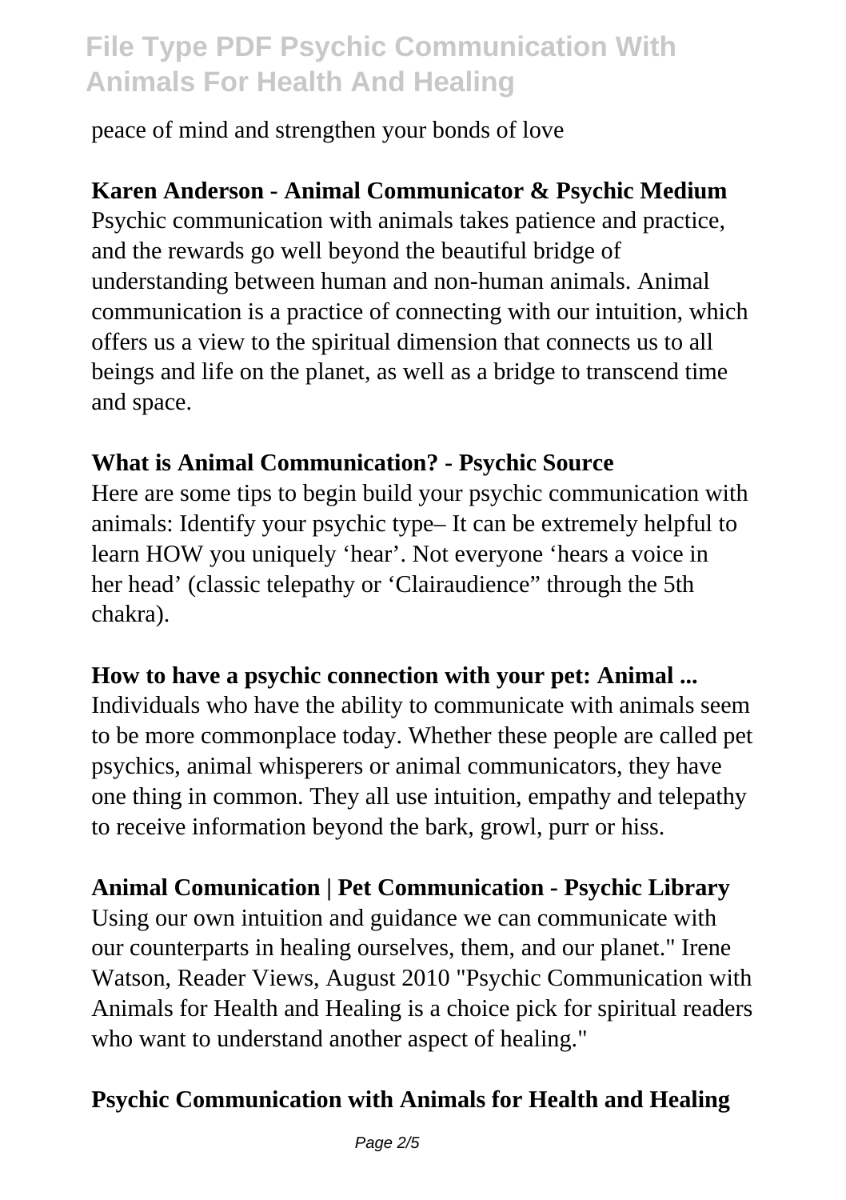peace of mind and strengthen your bonds of love

**Karen Anderson - Animal Communicator & Psychic Medium**

Psychic communication with animals takes patience and practice, and the rewards go well beyond the beautiful bridge of understanding between human and non-human animals. Animal communication is a practice of connecting with our intuition, which offers us a view to the spiritual dimension that connects us to all beings and life on the planet, as well as a bridge to transcend time and space.

**What is Animal Communication? - Psychic Source**

Here are some tips to begin build your psychic communication with animals: Identify your psychic type– It can be extremely helpful to learn HOW you uniquely 'hear'. Not everyone 'hears a voice in her head' (classic telepathy or 'Clairaudience" through the 5th chakra).

**How to have a psychic connection with your pet: Animal ...**

Individuals who have the ability to communicate with animals seem to be more commonplace today. Whether these people are called pet psychics, animal whisperers or animal communicators, they have one thing in common. They all use intuition, empathy and telepathy to receive information beyond the bark, growl, purr or hiss.

**Animal Comunication | Pet Communication - Psychic Library**

Using our own intuition and guidance we can communicate with our counterparts in healing ourselves, them, and our planet." Irene Watson, Reader Views, August 2010 "Psychic Communication with Animals for Health and Healing is a choice pick for spiritual readers who want to understand another aspect of healing."

**Psychic Communication with Animals for Health and Healing**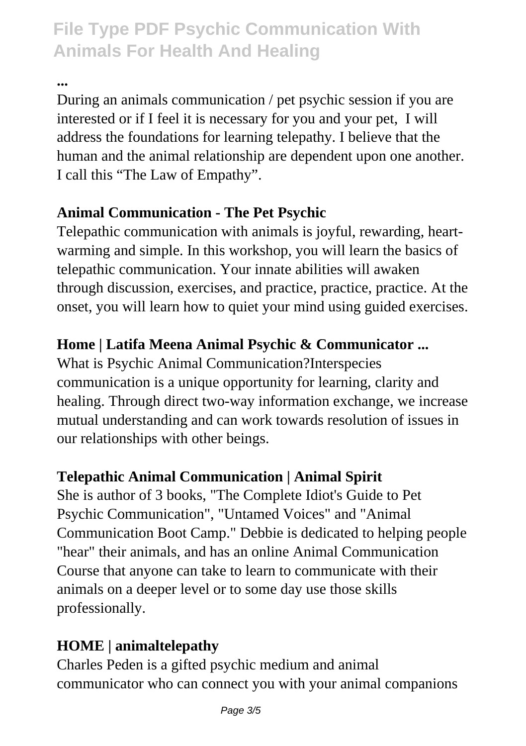**...**

During an animals communication / pet psychic session if you are interested or if I feel it is necessary for you and your pet,  I will address the foundations for learning telepathy. I believe that the human and the animal relationship are dependent upon one another. I call this "The Law of Empathy".

**Animal Communication - The Pet Psychic**

Telepathic communication with animals is joyful, rewarding, heart-warming and simple. In this workshop, you will learn the basics of telepathic communication. Your innate abilities will awaken through discussion, exercises, and practice, practice, practice. At the onset, you will learn how to quiet your mind using guided exercises.

**Home | Latifa Meena Animal Psychic & Communicator ...**

What is Psychic Animal Communication?Interspecies communication is a unique opportunity for learning, clarity and healing. Through direct two-way information exchange, we increase mutual understanding and can work towards resolution of issues in our relationships with other beings.

**Telepathic Animal Communication | Animal Spirit**

She is author of 3 books, "The Complete Idiot's Guide to Pet Psychic Communication", "Untamed Voices" and "Animal Communication Boot Camp." Debbie is dedicated to helping people "hear" their animals, and has an online Animal Communication Course that anyone can take to learn to communicate with their animals on a deeper level or to some day use those skills professionally.

**HOME | animaltelepathy**

Charles Peden is a gifted psychic medium and animal communicator who can connect you with your animal companions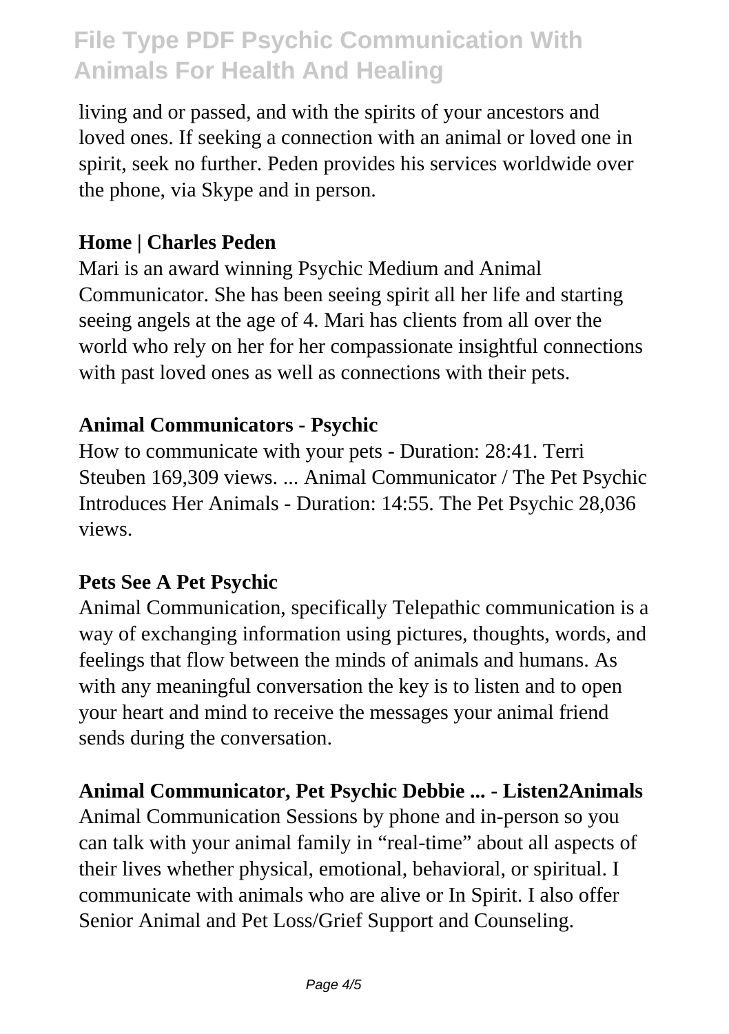living and or passed, and with the spirits of your ancestors and loved ones. If seeking a connection with an animal or loved one in spirit, seek no further. Peden provides his services worldwide over the phone, via Skype and in person.

**Home | Charles Peden**

Mari is an award winning Psychic Medium and Animal Communicator. She has been seeing spirit all her life and starting seeing angels at the age of 4. Mari has clients from all over the world who rely on her for her compassionate insightful connections with past loved ones as well as connections with their pets.

**Animal Communicators - Psychic**

How to communicate with your pets - Duration: 28:41. Terri Steuben 169,309 views. ... Animal Communicator / The Pet Psychic Introduces Her Animals - Duration: 14:55. The Pet Psychic 28,036 views.

**Pets See A Pet Psychic**

Animal Communication, specifically Telepathic communication is a way of exchanging information using pictures, thoughts, words, and feelings that flow between the minds of animals and humans. As with any meaningful conversation the key is to listen and to open your heart and mind to receive the messages your animal friend sends during the conversation.

**Animal Communicator, Pet Psychic Debbie ... - Listen2Animals**

Animal Communication Sessions by phone and in-person so you can talk with your animal family in "real-time" about all aspects of their lives whether physical, emotional, behavioral, or spiritual. I communicate with animals who are alive or In Spirit. I also offer Senior Animal and Pet Loss/Grief Support and Counseling.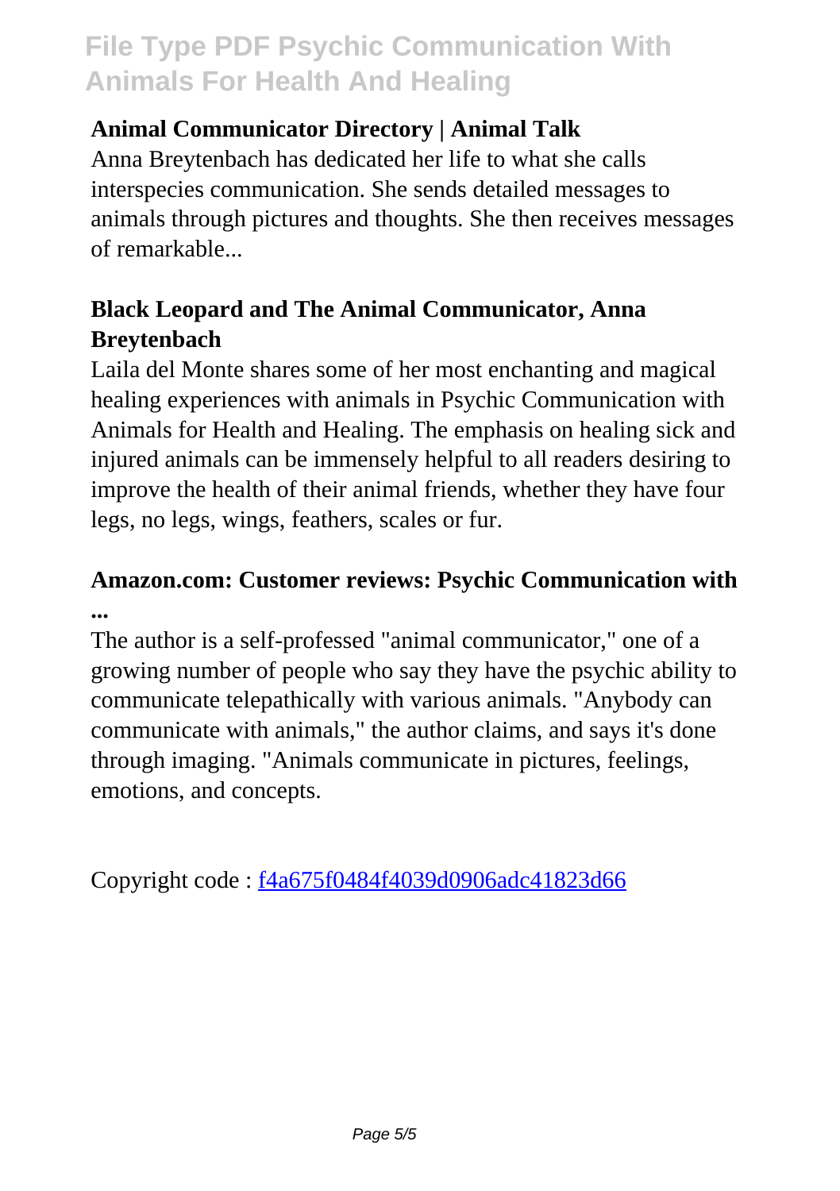### Animal Communicator Directory | Animal Talk

Anna Breytenbach has dedicated her life to what she calls interspecies communication. She sends detailed messages to animals through pictures and thoughts. She then receives messages of remarkable...

### Black Leopard and The Animal Communicator, Anna Breytenbach

Laila del Monte shares some of her most enchanting and magical healing experiences with animals in Psychic Communication with Animals for Health and Healing. The emphasis on healing sick and injured animals can be immensely helpful to all readers desiring to improve the health of their animal friends, whether they have four legs, no legs, wings, feathers, scales or fur.

### Amazon.com: Customer reviews: Psychic Communication with ...

The author is a self-professed "animal communicator," one of a growing number of people who say they have the psychic ability to communicate telepathically with various animals. "Anybody can communicate with animals," the author claims, and says it's done through imaging. "Animals communicate in pictures, feelings, emotions, and concepts.

Copyright code : f4a675f0484f4039d0906adc41823d66